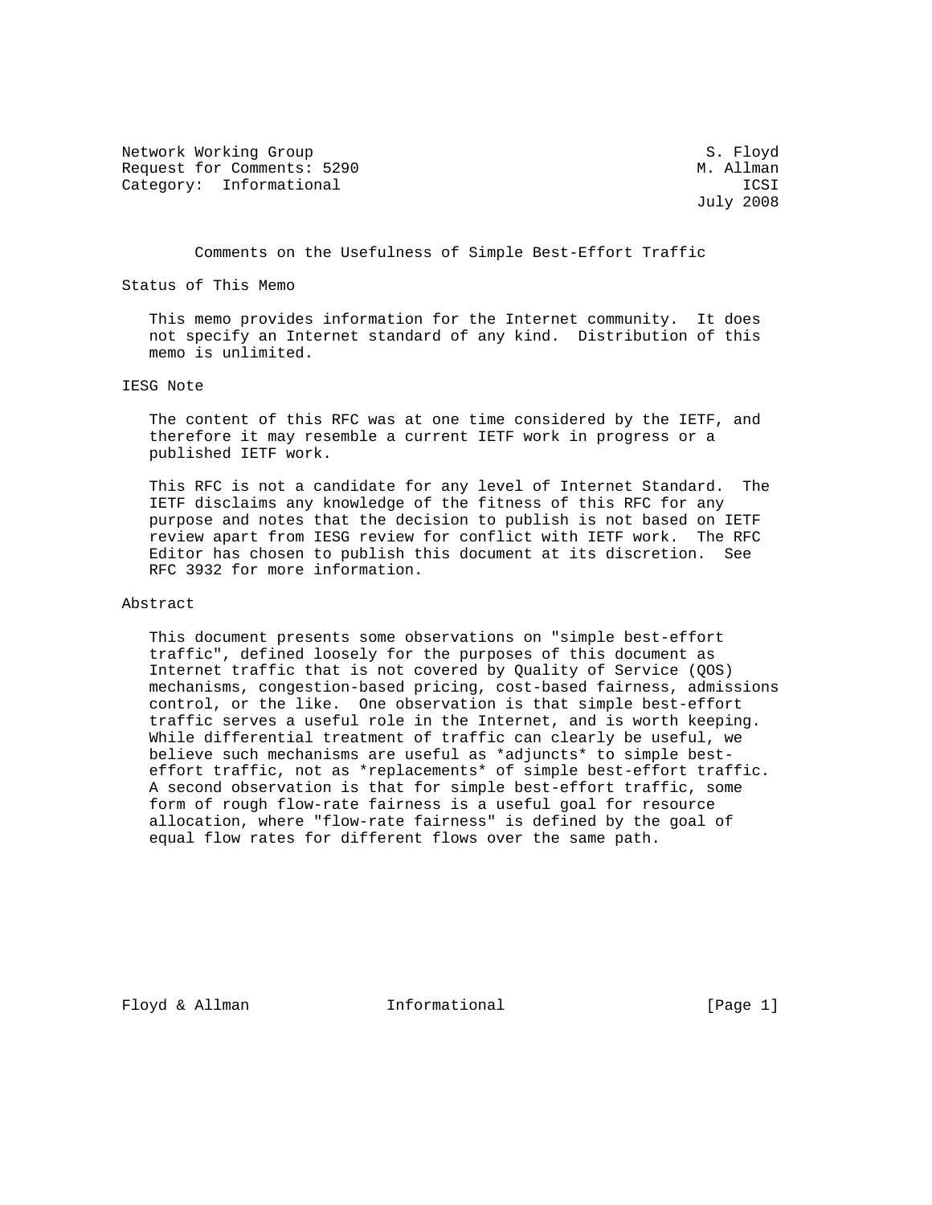Network Working Group S. Floyd
Request for Comments: 5290 M. Allman
Category: Informational ICSI
July 2008

# Comments on the Usefulness of Simple Best-Effort Traffic

## Status of This Memo

This memo provides information for the Internet community. It does not specify an Internet standard of any kind. Distribution of this memo is unlimited.

## IESG Note

The content of this RFC was at one time considered by the IETF, and therefore it may resemble a current IETF work in progress or a published IETF work.

This RFC is not a candidate for any level of Internet Standard. The IETF disclaims any knowledge of the fitness of this RFC for any purpose and notes that the decision to publish is not based on IETF review apart from IESG review for conflict with IETF work. The RFC Editor has chosen to publish this document at its discretion. See RFC 3932 for more information.

## Abstract

This document presents some observations on "simple best-effort traffic", defined loosely for the purposes of this document as Internet traffic that is not covered by Quality of Service (QOS) mechanisms, congestion-based pricing, cost-based fairness, admissions control, or the like. One observation is that simple best-effort traffic serves a useful role in the Internet, and is worth keeping. While differential treatment of traffic can clearly be useful, we believe such mechanisms are useful as *adjuncts* to simple best-effort traffic, not as *replacements* of simple best-effort traffic. A second observation is that for simple best-effort traffic, some form of rough flow-rate fairness is a useful goal for resource allocation, where "flow-rate fairness" is defined by the goal of equal flow rates for different flows over the same path.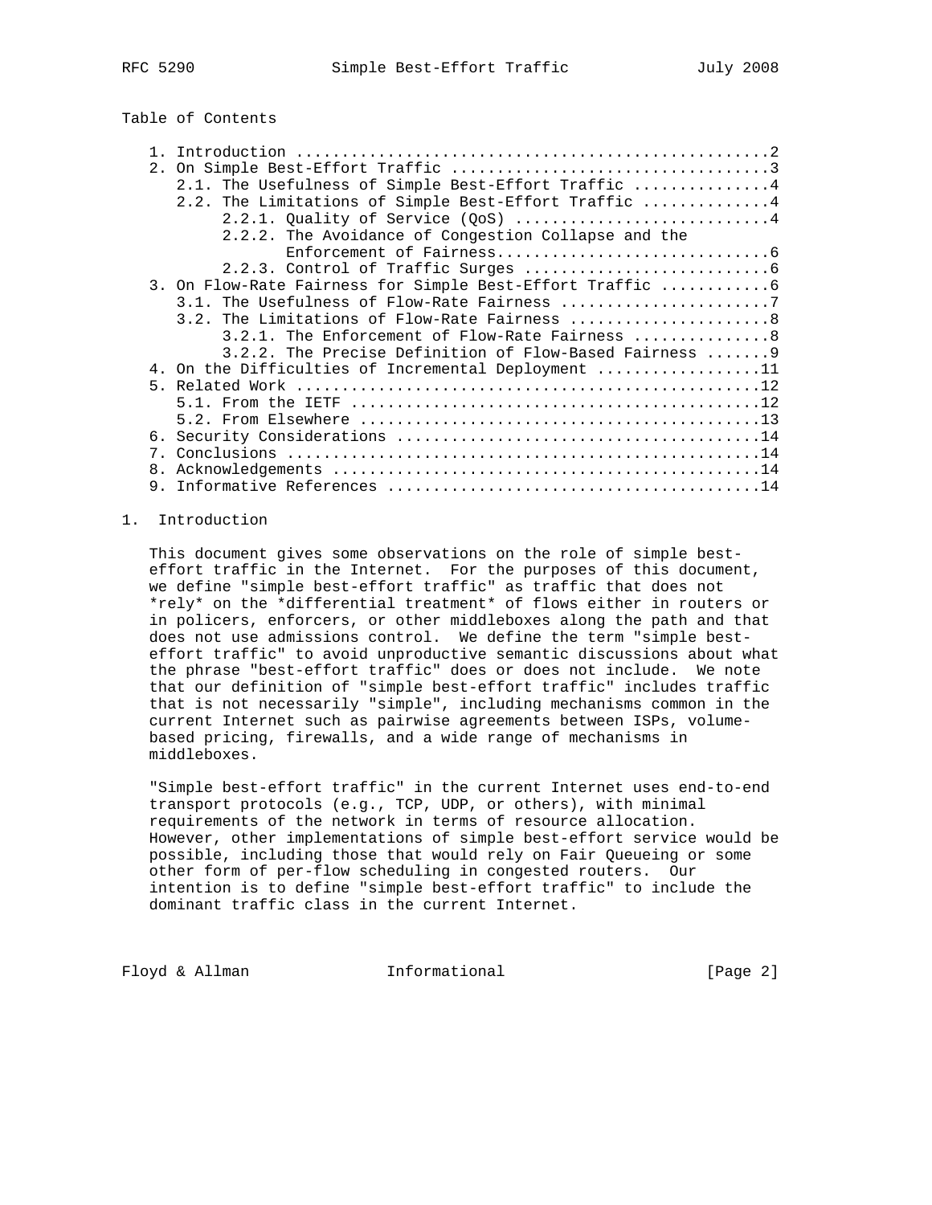Table of Contents

1. Introduction ....................................................2
2. On Simple Best-Effort Traffic ...................................3
   2.1. The Usefulness of Simple Best-Effort Traffic ...............4
   2.2. The Limitations of Simple Best-Effort Traffic ..............4
        2.2.1. Quality of Service (QoS) ............................4
        2.2.2. The Avoidance of Congestion Collapse and the Enforcement of Fairness..............................6
        2.2.3. Control of Traffic Surges ...........................6
3. On Flow-Rate Fairness for Simple Best-Effort Traffic ............6
   3.1. The Usefulness of Flow-Rate Fairness .......................7
   3.2. The Limitations of Flow-Rate Fairness ......................8
        3.2.1. The Enforcement of Flow-Rate Fairness ...............8
        3.2.2. The Precise Definition of Flow-Based Fairness .......9
4. On the Difficulties of Incremental Deployment ..................11
5. Related Work ...................................................12
   5.1. From the IETF .............................................12
   5.2. From Elsewhere ............................................13
6. Security Considerations ........................................14
7. Conclusions ....................................................14
8. Acknowledgements ...............................................14
9. Informative References .........................................14

# 1. Introduction

This document gives some observations on the role of simple best-effort traffic in the Internet. For the purposes of this document, we define "simple best-effort traffic" as traffic that does not *rely* on the *differential treatment* of flows either in routers or in policers, enforcers, or other middleboxes along the path and that does not use admissions control. We define the term "simple best-effort traffic" to avoid unproductive semantic discussions about what the phrase "best-effort traffic" does or does not include. We note that our definition of "simple best-effort traffic" includes traffic that is not necessarily "simple", including mechanisms common in the current Internet such as pairwise agreements between ISPs, volume-based pricing, firewalls, and a wide range of mechanisms in middleboxes.

"Simple best-effort traffic" in the current Internet uses end-to-end transport protocols (e.g., TCP, UDP, or others), with minimal requirements of the network in terms of resource allocation. However, other implementations of simple best-effort service would be possible, including those that would rely on Fair Queueing or some other form of per-flow scheduling in congested routers. Our intention is to define "simple best-effort traffic" to include the dominant traffic class in the current Internet.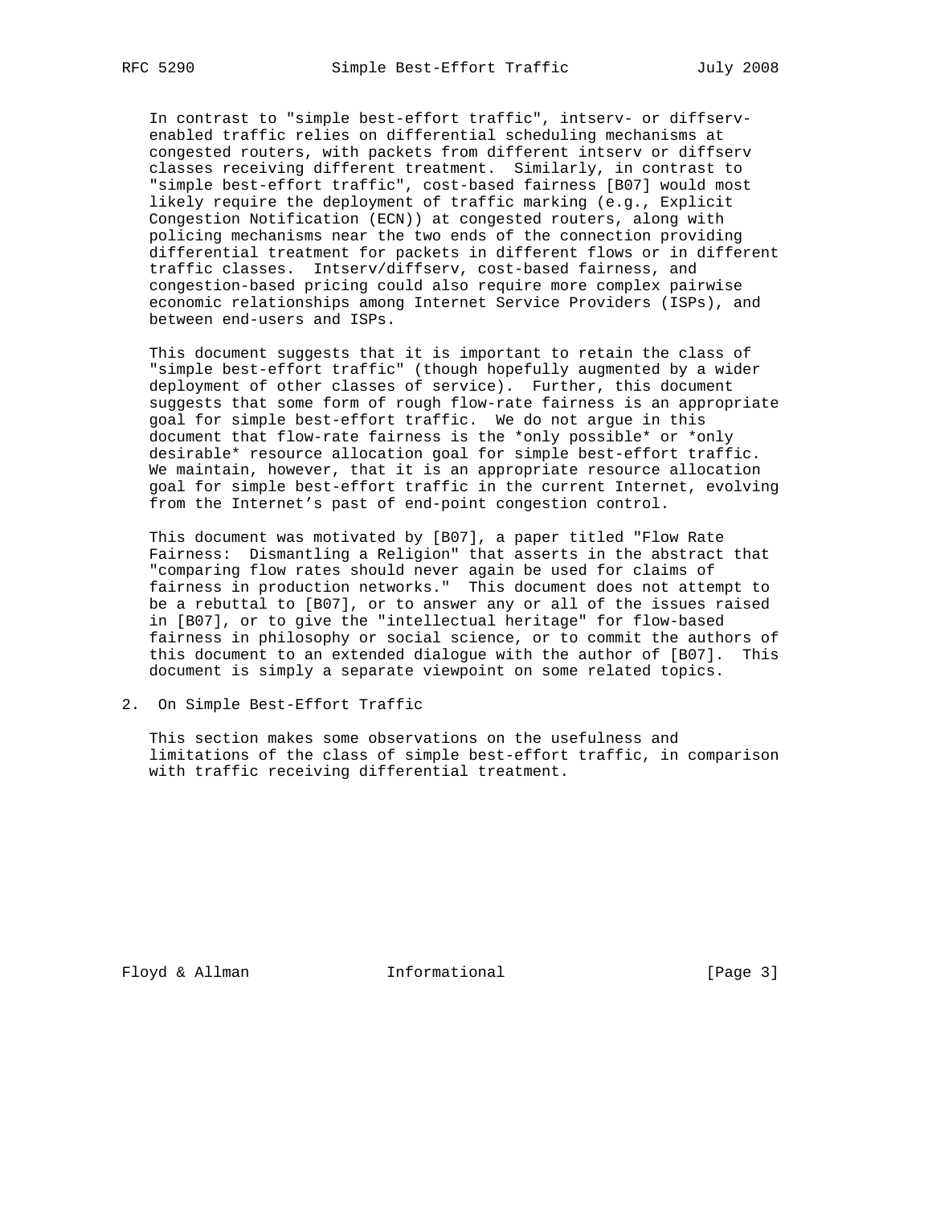In contrast to "simple best-effort traffic", intserv- or diffserv-enabled traffic relies on differential scheduling mechanisms at congested routers, with packets from different intserv or diffserv classes receiving different treatment. Similarly, in contrast to "simple best-effort traffic", cost-based fairness [B07] would most likely require the deployment of traffic marking (e.g., Explicit Congestion Notification (ECN)) at congested routers, along with policing mechanisms near the two ends of the connection providing differential treatment for packets in different flows or in different traffic classes. Intserv/diffserv, cost-based fairness, and congestion-based pricing could also require more complex pairwise economic relationships among Internet Service Providers (ISPs), and between end-users and ISPs.

This document suggests that it is important to retain the class of "simple best-effort traffic" (though hopefully augmented by a wider deployment of other classes of service). Further, this document suggests that some form of rough flow-rate fairness is an appropriate goal for simple best-effort traffic. We do not argue in this document that flow-rate fairness is the *only possible* or *only desirable* resource allocation goal for simple best-effort traffic. We maintain, however, that it is an appropriate resource allocation goal for simple best-effort traffic in the current Internet, evolving from the Internet's past of end-point congestion control.

This document was motivated by [B07], a paper titled "Flow Rate Fairness: Dismantling a Religion" that asserts in the abstract that "comparing flow rates should never again be used for claims of fairness in production networks." This document does not attempt to be a rebuttal to [B07], or to answer any or all of the issues raised in [B07], or to give the "intellectual heritage" for flow-based fairness in philosophy or social science, or to commit the authors of this document to an extended dialogue with the author of [B07]. This document is simply a separate viewpoint on some related topics.

## 2. On Simple Best-Effort Traffic

This section makes some observations on the usefulness and limitations of the class of simple best-effort traffic, in comparison with traffic receiving differential treatment.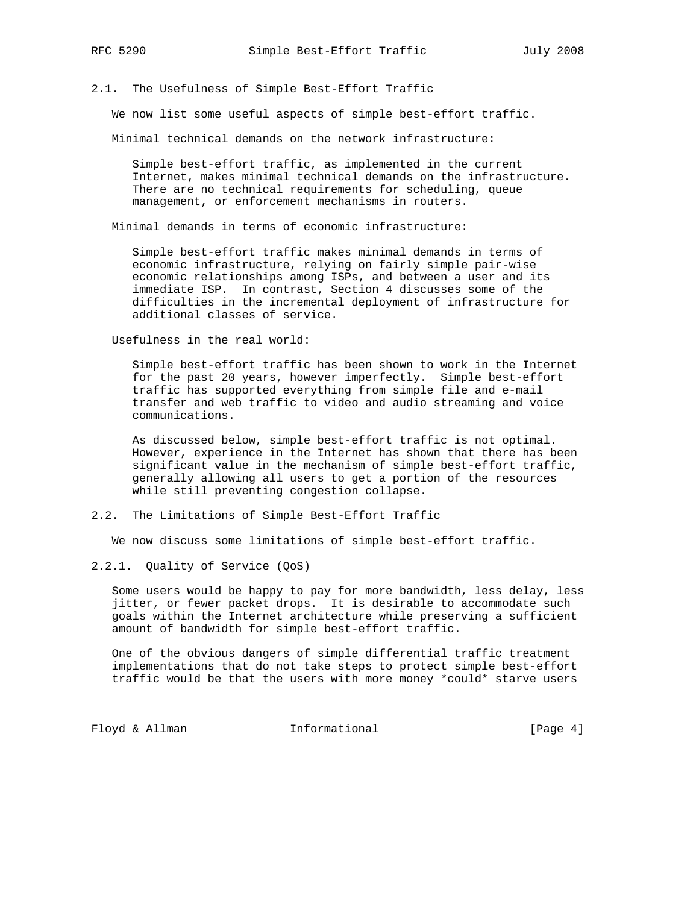## 2.1. The Usefulness of Simple Best-Effort Traffic

We now list some useful aspects of simple best-effort traffic.

Minimal technical demands on the network infrastructure:

Simple best-effort traffic, as implemented in the current Internet, makes minimal technical demands on the infrastructure. There are no technical requirements for scheduling, queue management, or enforcement mechanisms in routers.

Minimal demands in terms of economic infrastructure:

Simple best-effort traffic makes minimal demands in terms of economic infrastructure, relying on fairly simple pair-wise economic relationships among ISPs, and between a user and its immediate ISP. In contrast, Section 4 discusses some of the difficulties in the incremental deployment of infrastructure for additional classes of service.

Usefulness in the real world:

Simple best-effort traffic has been shown to work in the Internet for the past 20 years, however imperfectly. Simple best-effort traffic has supported everything from simple file and e-mail transfer and web traffic to video and audio streaming and voice communications.

As discussed below, simple best-effort traffic is not optimal. However, experience in the Internet has shown that there has been significant value in the mechanism of simple best-effort traffic, generally allowing all users to get a portion of the resources while still preventing congestion collapse.

## 2.2. The Limitations of Simple Best-Effort Traffic

We now discuss some limitations of simple best-effort traffic.

### 2.2.1. Quality of Service (QoS)

Some users would be happy to pay for more bandwidth, less delay, less jitter, or fewer packet drops. It is desirable to accommodate such goals within the Internet architecture while preserving a sufficient amount of bandwidth for simple best-effort traffic.

One of the obvious dangers of simple differential traffic treatment implementations that do not take steps to protect simple best-effort traffic would be that the users with more money *could* starve users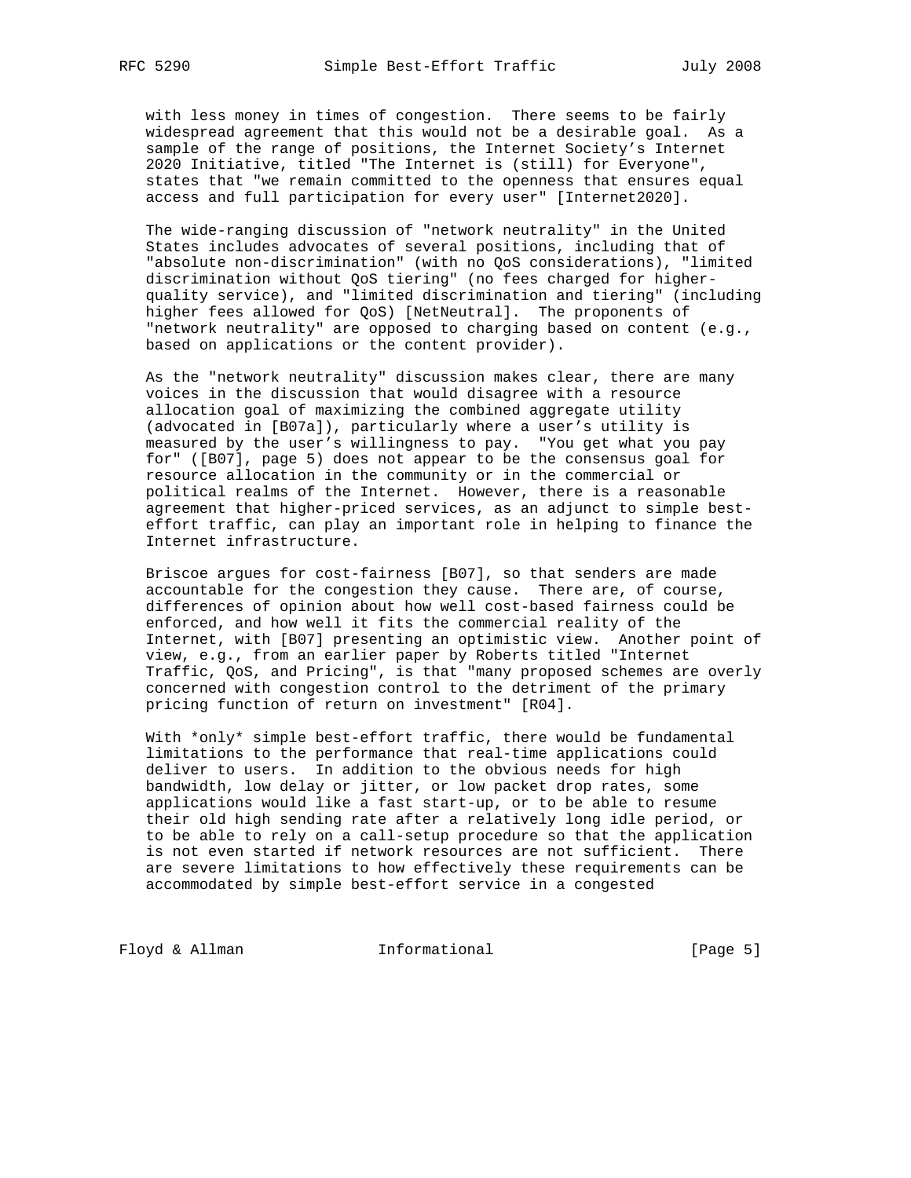with less money in times of congestion. There seems to be fairly widespread agreement that this would not be a desirable goal. As a sample of the range of positions, the Internet Society's Internet 2020 Initiative, titled "The Internet is (still) for Everyone", states that "we remain committed to the openness that ensures equal access and full participation for every user" [Internet2020].

The wide-ranging discussion of "network neutrality" in the United States includes advocates of several positions, including that of "absolute non-discrimination" (with no QoS considerations), "limited discrimination without QoS tiering" (no fees charged for higher-quality service), and "limited discrimination and tiering" (including higher fees allowed for QoS) [NetNeutral]. The proponents of "network neutrality" are opposed to charging based on content (e.g., based on applications or the content provider).

As the "network neutrality" discussion makes clear, there are many voices in the discussion that would disagree with a resource allocation goal of maximizing the combined aggregate utility (advocated in [B07a]), particularly where a user's utility is measured by the user's willingness to pay. "You get what you pay for" ([B07], page 5) does not appear to be the consensus goal for resource allocation in the community or in the commercial or political realms of the Internet. However, there is a reasonable agreement that higher-priced services, as an adjunct to simple best-effort traffic, can play an important role in helping to finance the Internet infrastructure.

Briscoe argues for cost-fairness [B07], so that senders are made accountable for the congestion they cause. There are, of course, differences of opinion about how well cost-based fairness could be enforced, and how well it fits the commercial reality of the Internet, with [B07] presenting an optimistic view. Another point of view, e.g., from an earlier paper by Roberts titled "Internet Traffic, QoS, and Pricing", is that "many proposed schemes are overly concerned with congestion control to the detriment of the primary pricing function of return on investment" [R04].

With *only* simple best-effort traffic, there would be fundamental limitations to the performance that real-time applications could deliver to users. In addition to the obvious needs for high bandwidth, low delay or jitter, or low packet drop rates, some applications would like a fast start-up, or to be able to resume their old high sending rate after a relatively long idle period, or to be able to rely on a call-setup procedure so that the application is not even started if network resources are not sufficient. There are severe limitations to how effectively these requirements can be accommodated by simple best-effort service in a congested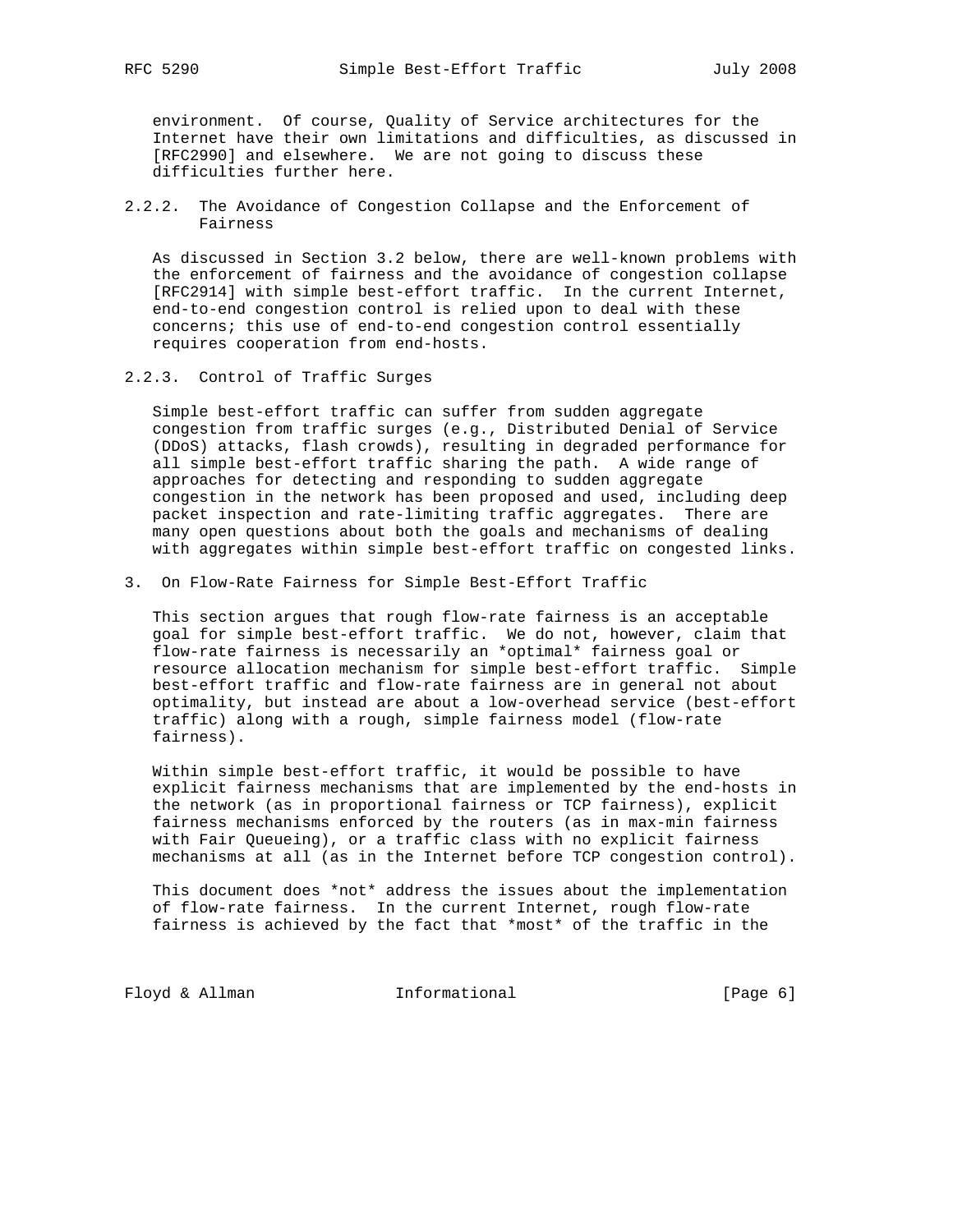environment. Of course, Quality of Service architectures for the Internet have their own limitations and difficulties, as discussed in [RFC2990] and elsewhere. We are not going to discuss these difficulties further here.

### 2.2.2. The Avoidance of Congestion Collapse and the Enforcement of Fairness

As discussed in Section 3.2 below, there are well-known problems with the enforcement of fairness and the avoidance of congestion collapse [RFC2914] with simple best-effort traffic. In the current Internet, end-to-end congestion control is relied upon to deal with these concerns; this use of end-to-end congestion control essentially requires cooperation from end-hosts.

### 2.2.3. Control of Traffic Surges

Simple best-effort traffic can suffer from sudden aggregate congestion from traffic surges (e.g., Distributed Denial of Service (DDoS) attacks, flash crowds), resulting in degraded performance for all simple best-effort traffic sharing the path. A wide range of approaches for detecting and responding to sudden aggregate congestion in the network has been proposed and used, including deep packet inspection and rate-limiting traffic aggregates. There are many open questions about both the goals and mechanisms of dealing with aggregates within simple best-effort traffic on congested links.

## 3. On Flow-Rate Fairness for Simple Best-Effort Traffic

This section argues that rough flow-rate fairness is an acceptable goal for simple best-effort traffic. We do not, however, claim that flow-rate fairness is necessarily an *optimal* fairness goal or resource allocation mechanism for simple best-effort traffic. Simple best-effort traffic and flow-rate fairness are in general not about optimality, but instead are about a low-overhead service (best-effort traffic) along with a rough, simple fairness model (flow-rate fairness).

Within simple best-effort traffic, it would be possible to have explicit fairness mechanisms that are implemented by the end-hosts in the network (as in proportional fairness or TCP fairness), explicit fairness mechanisms enforced by the routers (as in max-min fairness with Fair Queueing), or a traffic class with no explicit fairness mechanisms at all (as in the Internet before TCP congestion control).

This document does *not* address the issues about the implementation of flow-rate fairness. In the current Internet, rough flow-rate fairness is achieved by the fact that *most* of the traffic in the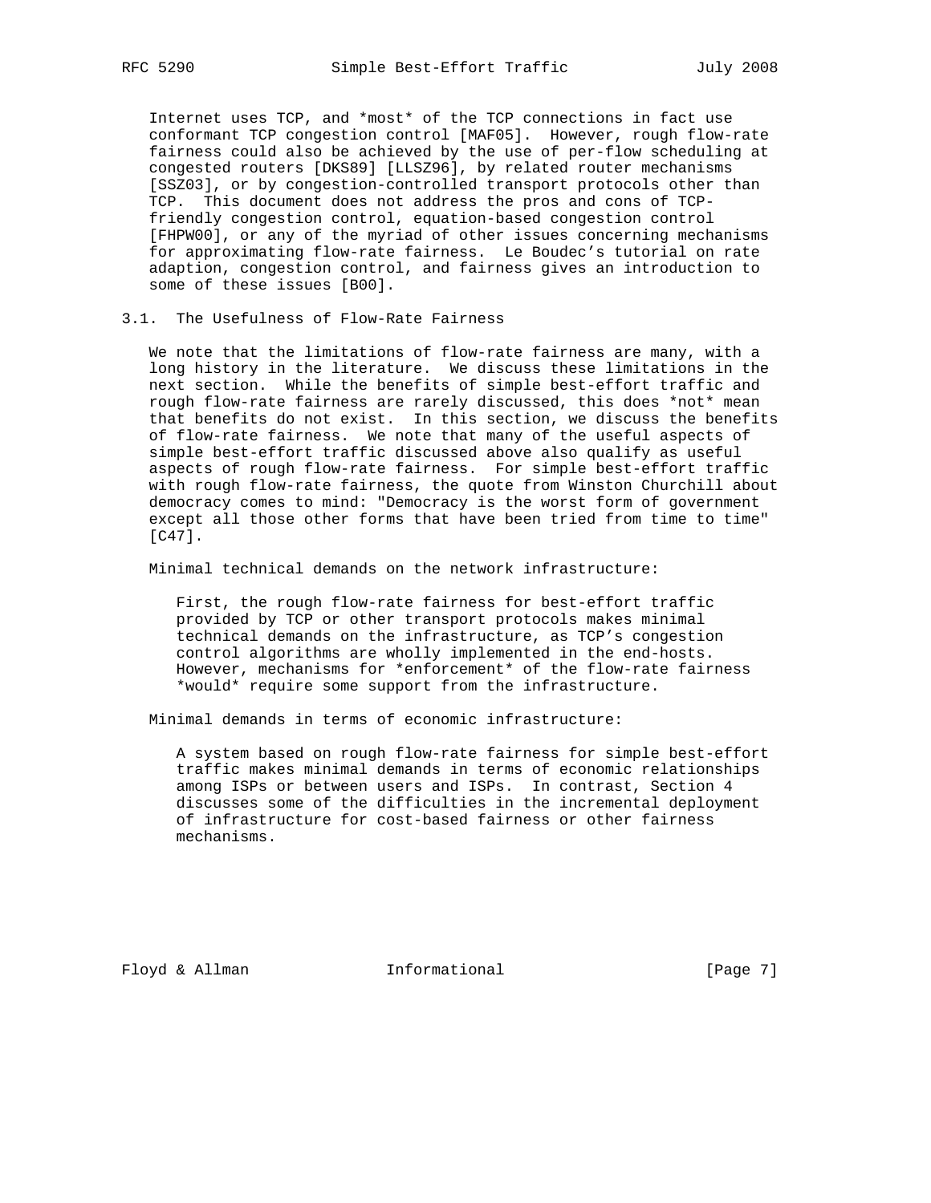Internet uses TCP, and *most* of the TCP connections in fact use conformant TCP congestion control [MAF05]. However, rough flow-rate fairness could also be achieved by the use of per-flow scheduling at congested routers [DKS89] [LLSZ96], by related router mechanisms [SSZ03], or by congestion-controlled transport protocols other than TCP. This document does not address the pros and cons of TCP-friendly congestion control, equation-based congestion control [FHPW00], or any of the myriad of other issues concerning mechanisms for approximating flow-rate fairness. Le Boudec's tutorial on rate adaption, congestion control, and fairness gives an introduction to some of these issues [B00].

### 3.1. The Usefulness of Flow-Rate Fairness

We note that the limitations of flow-rate fairness are many, with a long history in the literature. We discuss these limitations in the next section. While the benefits of simple best-effort traffic and rough flow-rate fairness are rarely discussed, this does *not* mean that benefits do not exist. In this section, we discuss the benefits of flow-rate fairness. We note that many of the useful aspects of simple best-effort traffic discussed above also qualify as useful aspects of rough flow-rate fairness. For simple best-effort traffic with rough flow-rate fairness, the quote from Winston Churchill about democracy comes to mind: "Democracy is the worst form of government except all those other forms that have been tried from time to time" [C47].

Minimal technical demands on the network infrastructure:

First, the rough flow-rate fairness for best-effort traffic provided by TCP or other transport protocols makes minimal technical demands on the infrastructure, as TCP's congestion control algorithms are wholly implemented in the end-hosts. However, mechanisms for *enforcement* of the flow-rate fairness *would* require some support from the infrastructure.

Minimal demands in terms of economic infrastructure:

A system based on rough flow-rate fairness for simple best-effort traffic makes minimal demands in terms of economic relationships among ISPs or between users and ISPs. In contrast, Section 4 discusses some of the difficulties in the incremental deployment of infrastructure for cost-based fairness or other fairness mechanisms.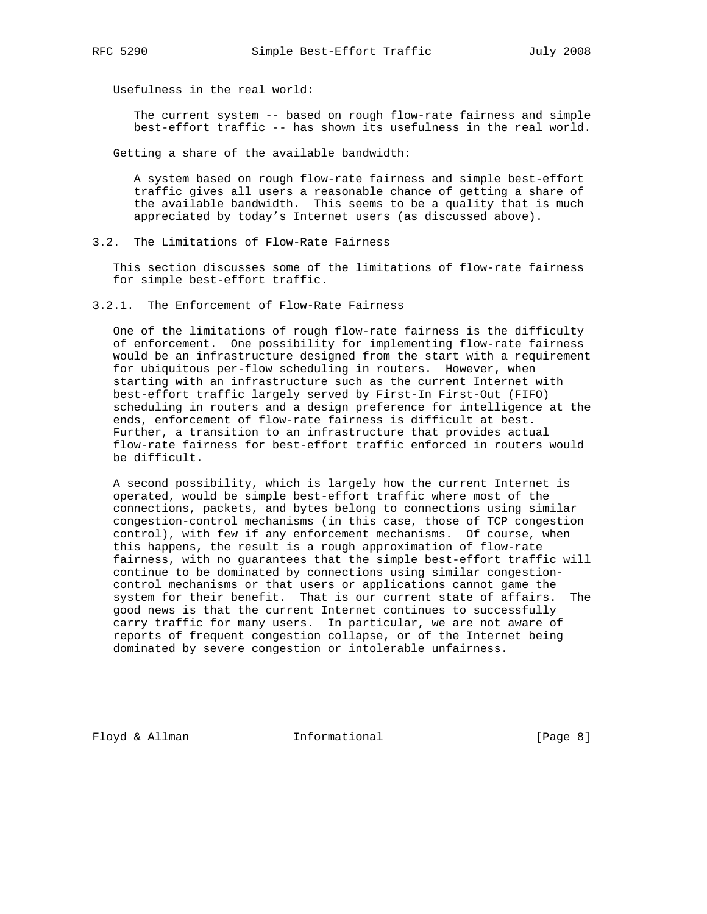Usefulness in the real world:

The current system -- based on rough flow-rate fairness and simple best-effort traffic -- has shown its usefulness in the real world.

Getting a share of the available bandwidth:

A system based on rough flow-rate fairness and simple best-effort traffic gives all users a reasonable chance of getting a share of the available bandwidth. This seems to be a quality that is much appreciated by today's Internet users (as discussed above).

### 3.2. The Limitations of Flow-Rate Fairness

This section discusses some of the limitations of flow-rate fairness for simple best-effort traffic.

#### 3.2.1. The Enforcement of Flow-Rate Fairness

One of the limitations of rough flow-rate fairness is the difficulty of enforcement. One possibility for implementing flow-rate fairness would be an infrastructure designed from the start with a requirement for ubiquitous per-flow scheduling in routers. However, when starting with an infrastructure such as the current Internet with best-effort traffic largely served by First-In First-Out (FIFO) scheduling in routers and a design preference for intelligence at the ends, enforcement of flow-rate fairness is difficult at best. Further, a transition to an infrastructure that provides actual flow-rate fairness for best-effort traffic enforced in routers would be difficult.

A second possibility, which is largely how the current Internet is operated, would be simple best-effort traffic where most of the connections, packets, and bytes belong to connections using similar congestion-control mechanisms (in this case, those of TCP congestion control), with few if any enforcement mechanisms. Of course, when this happens, the result is a rough approximation of flow-rate fairness, with no guarantees that the simple best-effort traffic will continue to be dominated by connections using similar congestion-control mechanisms or that users or applications cannot game the system for their benefit. That is our current state of affairs. The good news is that the current Internet continues to successfully carry traffic for many users. In particular, we are not aware of reports of frequent congestion collapse, or of the Internet being dominated by severe congestion or intolerable unfairness.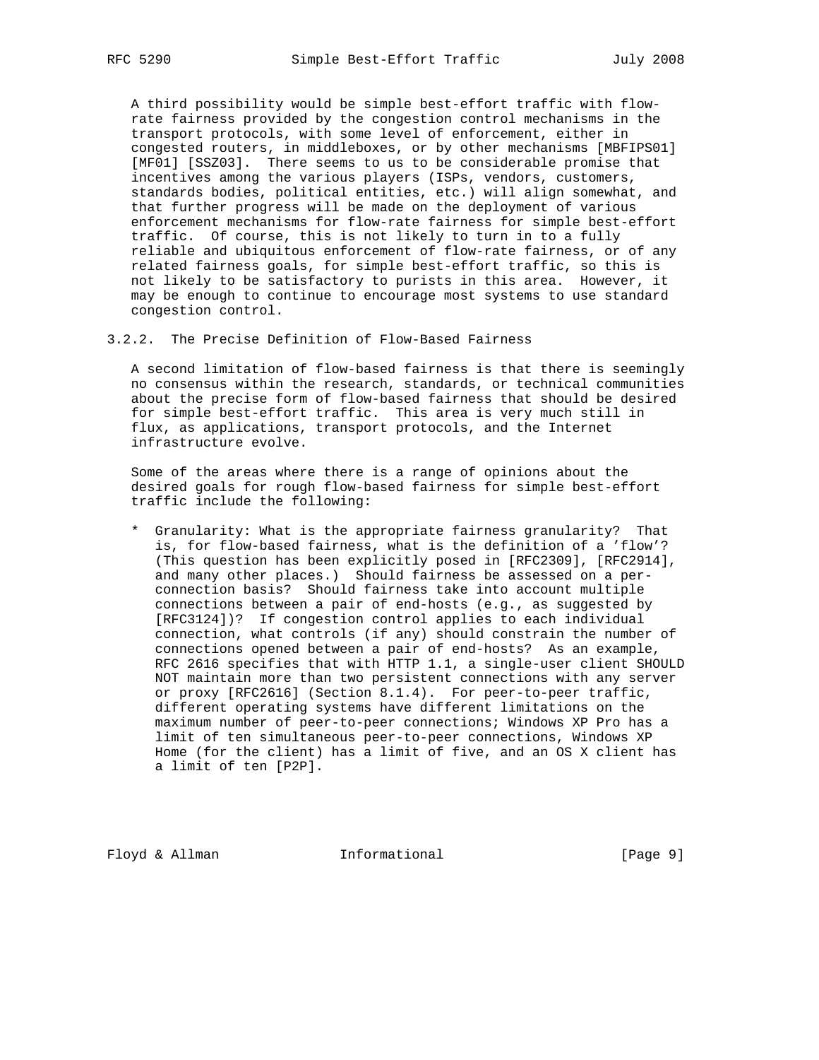A third possibility would be simple best-effort traffic with flow-rate fairness provided by the congestion control mechanisms in the transport protocols, with some level of enforcement, either in congested routers, in middleboxes, or by other mechanisms [MBFIPS01] [MF01] [SSZ03]. There seems to us to be considerable promise that incentives among the various players (ISPs, vendors, customers, standards bodies, political entities, etc.) will align somewhat, and that further progress will be made on the deployment of various enforcement mechanisms for flow-rate fairness for simple best-effort traffic. Of course, this is not likely to turn in to a fully reliable and ubiquitous enforcement of flow-rate fairness, or of any related fairness goals, for simple best-effort traffic, so this is not likely to be satisfactory to purists in this area. However, it may be enough to continue to encourage most systems to use standard congestion control.

### 3.2.2. The Precise Definition of Flow-Based Fairness

A second limitation of flow-based fairness is that there is seemingly no consensus within the research, standards, or technical communities about the precise form of flow-based fairness that should be desired for simple best-effort traffic. This area is very much still in flux, as applications, transport protocols, and the Internet infrastructure evolve.

Some of the areas where there is a range of opinions about the desired goals for rough flow-based fairness for simple best-effort traffic include the following:

* Granularity: What is the appropriate fairness granularity? That is, for flow-based fairness, what is the definition of a 'flow'? (This question has been explicitly posed in [RFC2309], [RFC2914], and many other places.) Should fairness be assessed on a per-connection basis? Should fairness take into account multiple connections between a pair of end-hosts (e.g., as suggested by [RFC3124])? If congestion control applies to each individual connection, what controls (if any) should constrain the number of connections opened between a pair of end-hosts? As an example, RFC 2616 specifies that with HTTP 1.1, a single-user client SHOULD NOT maintain more than two persistent connections with any server or proxy [RFC2616] (Section 8.1.4). For peer-to-peer traffic, different operating systems have different limitations on the maximum number of peer-to-peer connections; Windows XP Pro has a limit of ten simultaneous peer-to-peer connections, Windows XP Home (for the client) has a limit of five, and an OS X client has a limit of ten [P2P].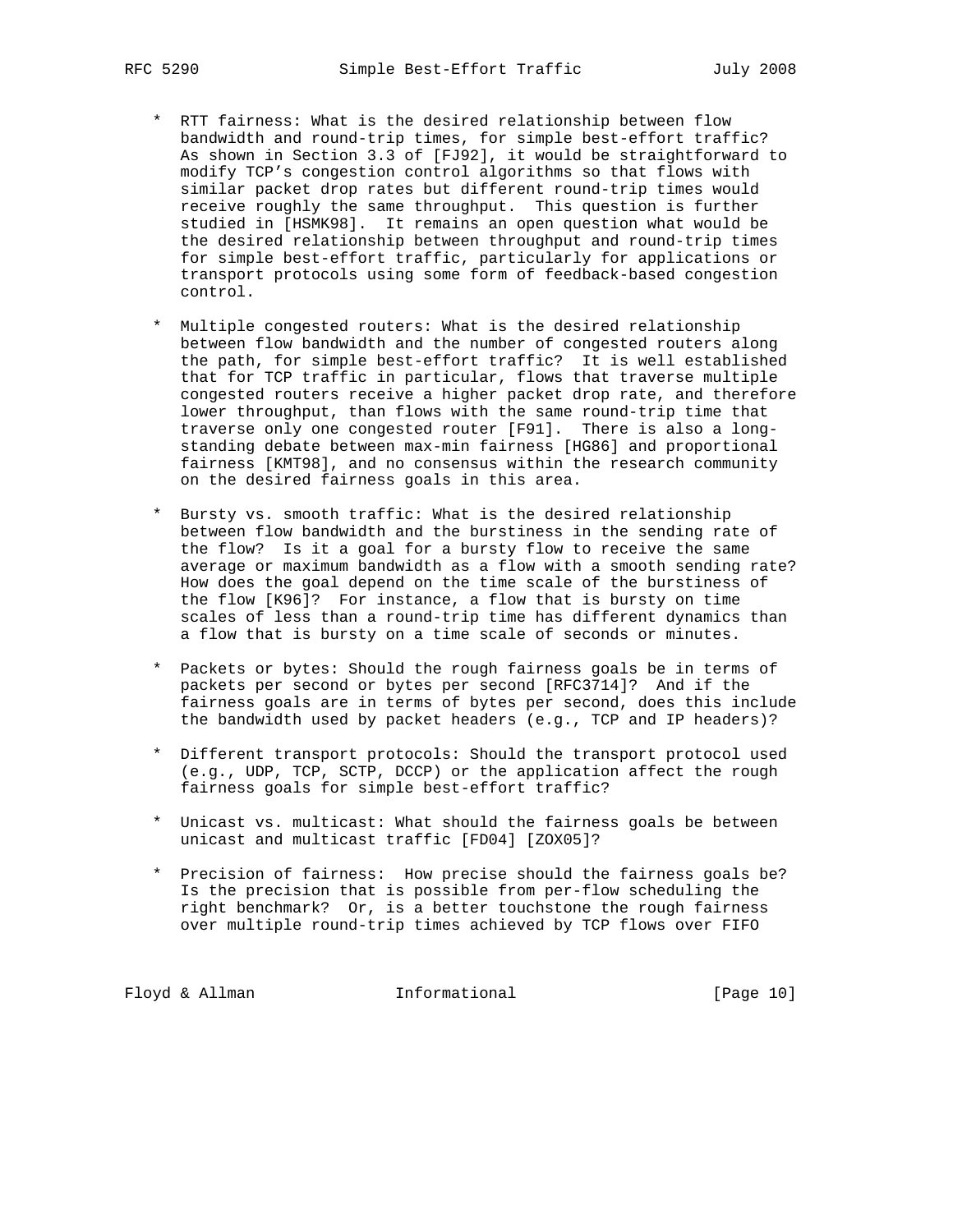* RTT fairness: What is the desired relationship between flow bandwidth and round-trip times, for simple best-effort traffic? As shown in Section 3.3 of [FJ92], it would be straightforward to modify TCP's congestion control algorithms so that flows with similar packet drop rates but different round-trip times would receive roughly the same throughput. This question is further studied in [HSMK98]. It remains an open question what would be the desired relationship between throughput and round-trip times for simple best-effort traffic, particularly for applications or transport protocols using some form of feedback-based congestion control.

* Multiple congested routers: What is the desired relationship between flow bandwidth and the number of congested routers along the path, for simple best-effort traffic? It is well established that for TCP traffic in particular, flows that traverse multiple congested routers receive a higher packet drop rate, and therefore lower throughput, than flows with the same round-trip time that traverse only one congested router [F91]. There is also a long-standing debate between max-min fairness [HG86] and proportional fairness [KMT98], and no consensus within the research community on the desired fairness goals in this area.

* Bursty vs. smooth traffic: What is the desired relationship between flow bandwidth and the burstiness in the sending rate of the flow? Is it a goal for a bursty flow to receive the same average or maximum bandwidth as a flow with a smooth sending rate? How does the goal depend on the time scale of the burstiness of the flow [K96]? For instance, a flow that is bursty on time scales of less than a round-trip time has different dynamics than a flow that is bursty on a time scale of seconds or minutes.

* Packets or bytes: Should the rough fairness goals be in terms of packets per second or bytes per second [RFC3714]? And if the fairness goals are in terms of bytes per second, does this include the bandwidth used by packet headers (e.g., TCP and IP headers)?

* Different transport protocols: Should the transport protocol used (e.g., UDP, TCP, SCTP, DCCP) or the application affect the rough fairness goals for simple best-effort traffic?

* Unicast vs. multicast: What should the fairness goals be between unicast and multicast traffic [FD04] [ZOX05]?

* Precision of fairness: How precise should the fairness goals be? Is the precision that is possible from per-flow scheduling the right benchmark? Or, is a better touchstone the rough fairness over multiple round-trip times achieved by TCP flows over FIFO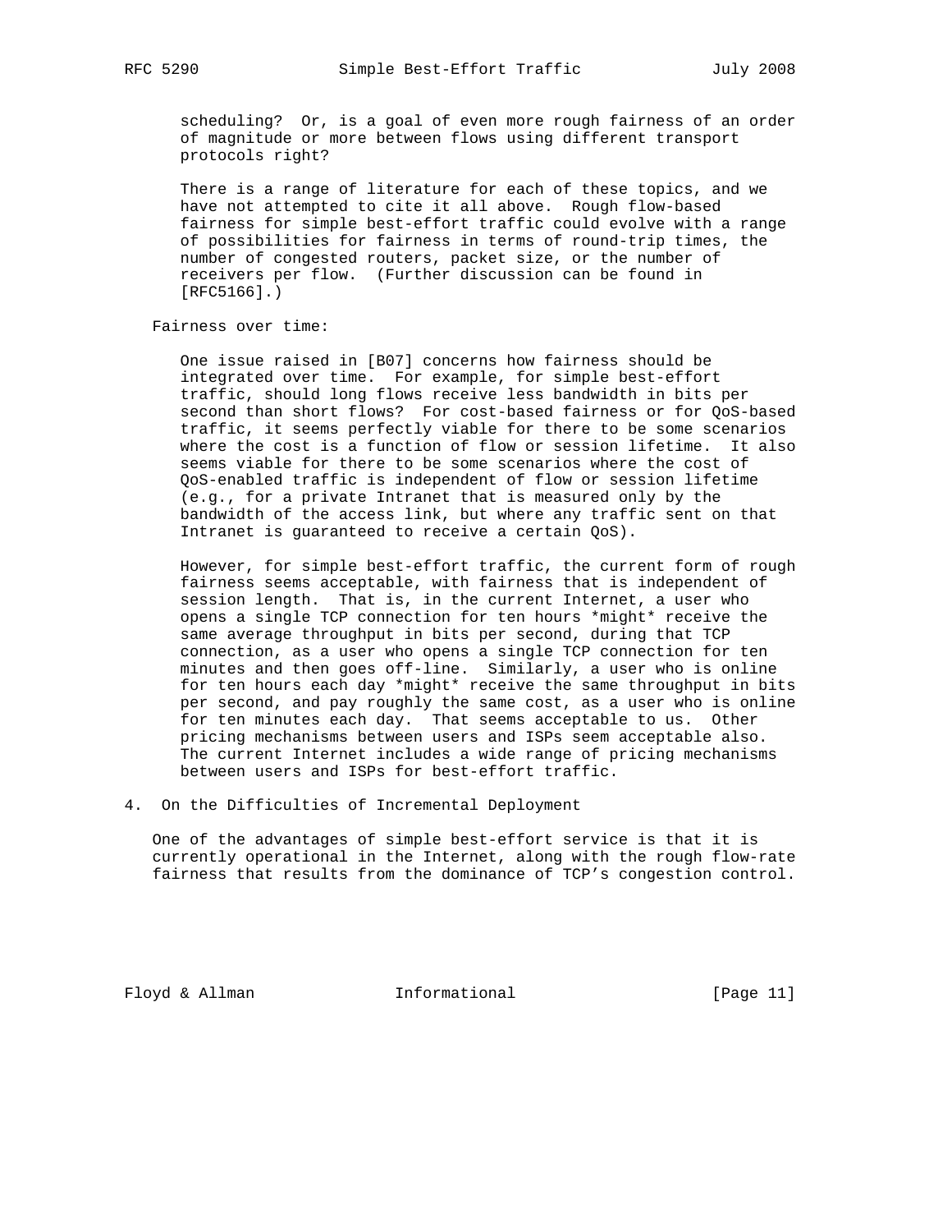scheduling? Or, is a goal of even more rough fairness of an order of magnitude or more between flows using different transport protocols right?

There is a range of literature for each of these topics, and we have not attempted to cite it all above. Rough flow-based fairness for simple best-effort traffic could evolve with a range of possibilities for fairness in terms of round-trip times, the number of congested routers, packet size, or the number of receivers per flow. (Further discussion can be found in [RFC5166].)

Fairness over time:

One issue raised in [B07] concerns how fairness should be integrated over time. For example, for simple best-effort traffic, should long flows receive less bandwidth in bits per second than short flows? For cost-based fairness or for QoS-based traffic, it seems perfectly viable for there to be some scenarios where the cost is a function of flow or session lifetime. It also seems viable for there to be some scenarios where the cost of QoS-enabled traffic is independent of flow or session lifetime (e.g., for a private Intranet that is measured only by the bandwidth of the access link, but where any traffic sent on that Intranet is guaranteed to receive a certain QoS).

However, for simple best-effort traffic, the current form of rough fairness seems acceptable, with fairness that is independent of session length. That is, in the current Internet, a user who opens a single TCP connection for ten hours *might* receive the same average throughput in bits per second, during that TCP connection, as a user who opens a single TCP connection for ten minutes and then goes off-line. Similarly, a user who is online for ten hours each day *might* receive the same throughput in bits per second, and pay roughly the same cost, as a user who is online for ten minutes each day. That seems acceptable to us. Other pricing mechanisms between users and ISPs seem acceptable also. The current Internet includes a wide range of pricing mechanisms between users and ISPs for best-effort traffic.

## 4. On the Difficulties of Incremental Deployment

One of the advantages of simple best-effort service is that it is currently operational in the Internet, along with the rough flow-rate fairness that results from the dominance of TCP's congestion control.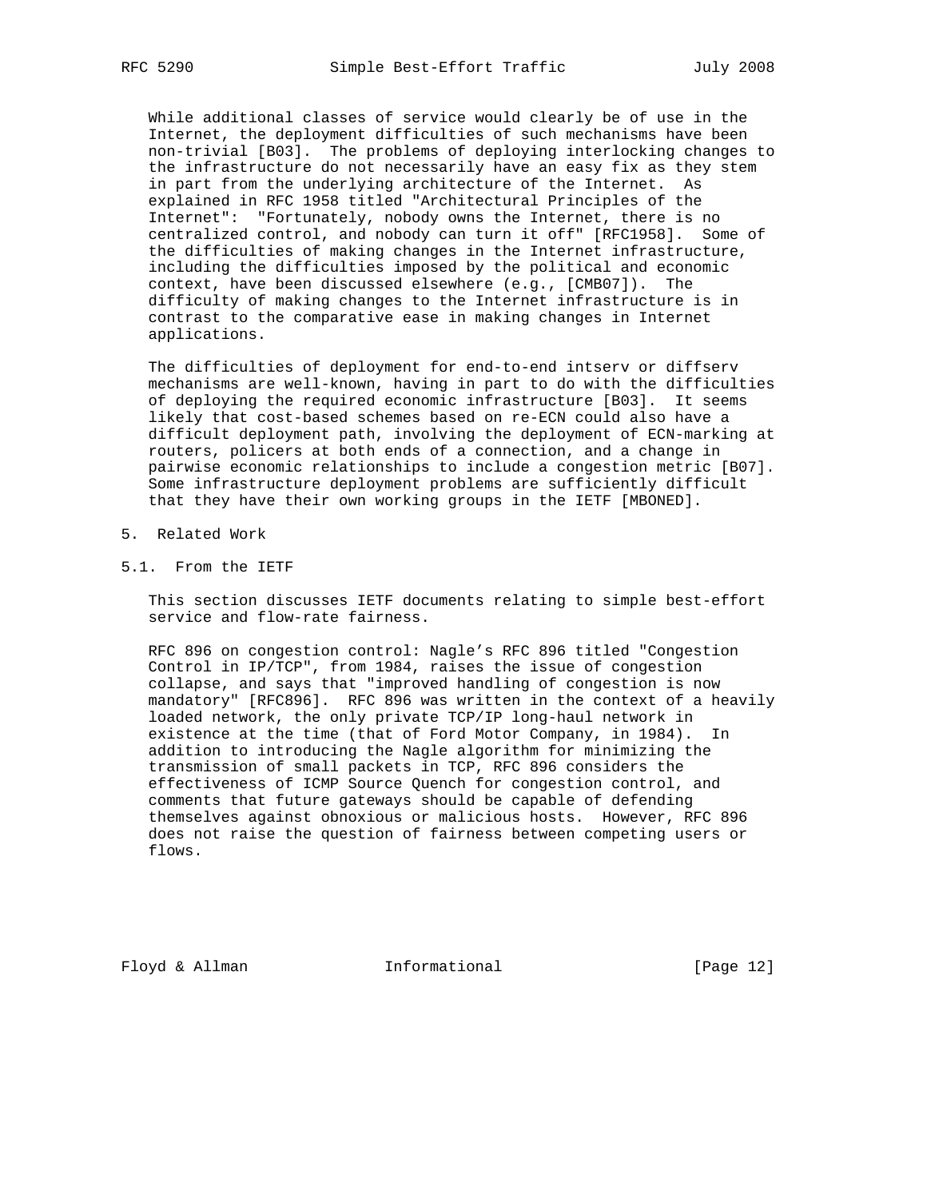While additional classes of service would clearly be of use in the Internet, the deployment difficulties of such mechanisms have been non-trivial [B03]. The problems of deploying interlocking changes to the infrastructure do not necessarily have an easy fix as they stem in part from the underlying architecture of the Internet. As explained in RFC 1958 titled "Architectural Principles of the Internet": "Fortunately, nobody owns the Internet, there is no centralized control, and nobody can turn it off" [RFC1958]. Some of the difficulties of making changes in the Internet infrastructure, including the difficulties imposed by the political and economic context, have been discussed elsewhere (e.g., [CMB07]). The difficulty of making changes to the Internet infrastructure is in contrast to the comparative ease in making changes in Internet applications.

The difficulties of deployment for end-to-end intserv or diffserv mechanisms are well-known, having in part to do with the difficulties of deploying the required economic infrastructure [B03]. It seems likely that cost-based schemes based on re-ECN could also have a difficult deployment path, involving the deployment of ECN-marking at routers, policers at both ends of a connection, and a change in pairwise economic relationships to include a congestion metric [B07]. Some infrastructure deployment problems are sufficiently difficult that they have their own working groups in the IETF [MBONED].

## 5. Related Work

### 5.1. From the IETF

This section discusses IETF documents relating to simple best-effort service and flow-rate fairness.

RFC 896 on congestion control: Nagle's RFC 896 titled "Congestion Control in IP/TCP", from 1984, raises the issue of congestion collapse, and says that "improved handling of congestion is now mandatory" [RFC896]. RFC 896 was written in the context of a heavily loaded network, the only private TCP/IP long-haul network in existence at the time (that of Ford Motor Company, in 1984). In addition to introducing the Nagle algorithm for minimizing the transmission of small packets in TCP, RFC 896 considers the effectiveness of ICMP Source Quench for congestion control, and comments that future gateways should be capable of defending themselves against obnoxious or malicious hosts. However, RFC 896 does not raise the question of fairness between competing users or flows.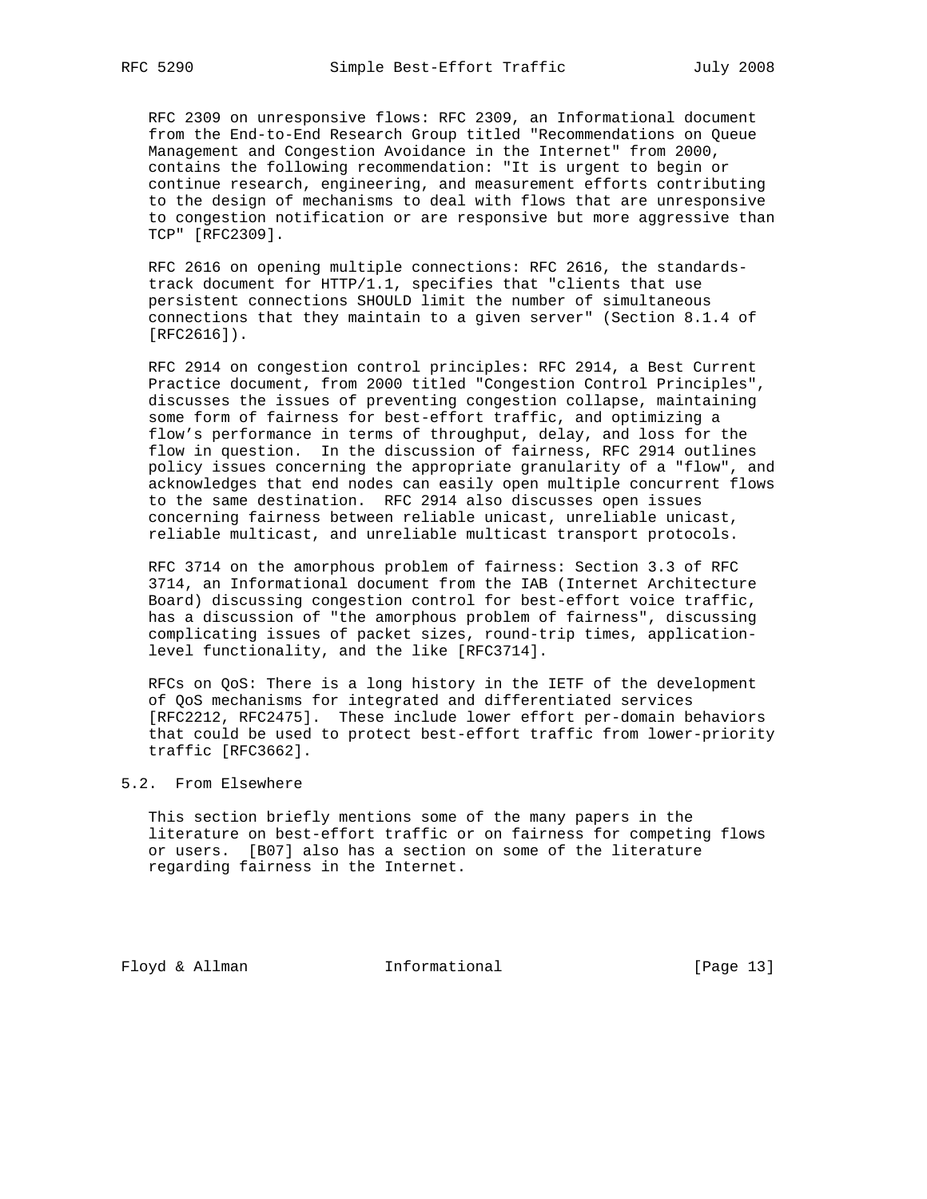RFC 2309 on unresponsive flows: RFC 2309, an Informational document from the End-to-End Research Group titled "Recommendations on Queue Management and Congestion Avoidance in the Internet" from 2000, contains the following recommendation: "It is urgent to begin or continue research, engineering, and measurement efforts contributing to the design of mechanisms to deal with flows that are unresponsive to congestion notification or are responsive but more aggressive than TCP" [RFC2309].

RFC 2616 on opening multiple connections: RFC 2616, the standards-track document for HTTP/1.1, specifies that "clients that use persistent connections SHOULD limit the number of simultaneous connections that they maintain to a given server" (Section 8.1.4 of [RFC2616]).

RFC 2914 on congestion control principles: RFC 2914, a Best Current Practice document, from 2000 titled "Congestion Control Principles", discusses the issues of preventing congestion collapse, maintaining some form of fairness for best-effort traffic, and optimizing a flow's performance in terms of throughput, delay, and loss for the flow in question. In the discussion of fairness, RFC 2914 outlines policy issues concerning the appropriate granularity of a "flow", and acknowledges that end nodes can easily open multiple concurrent flows to the same destination. RFC 2914 also discusses open issues concerning fairness between reliable unicast, unreliable unicast, reliable multicast, and unreliable multicast transport protocols.

RFC 3714 on the amorphous problem of fairness: Section 3.3 of RFC 3714, an Informational document from the IAB (Internet Architecture Board) discussing congestion control for best-effort voice traffic, has a discussion of "the amorphous problem of fairness", discussing complicating issues of packet sizes, round-trip times, application-level functionality, and the like [RFC3714].

RFCs on QoS: There is a long history in the IETF of the development of QoS mechanisms for integrated and differentiated services [RFC2212, RFC2475]. These include lower effort per-domain behaviors that could be used to protect best-effort traffic from lower-priority traffic [RFC3662].

## 5.2. From Elsewhere

This section briefly mentions some of the many papers in the literature on best-effort traffic or on fairness for competing flows or users. [B07] also has a section on some of the literature regarding fairness in the Internet.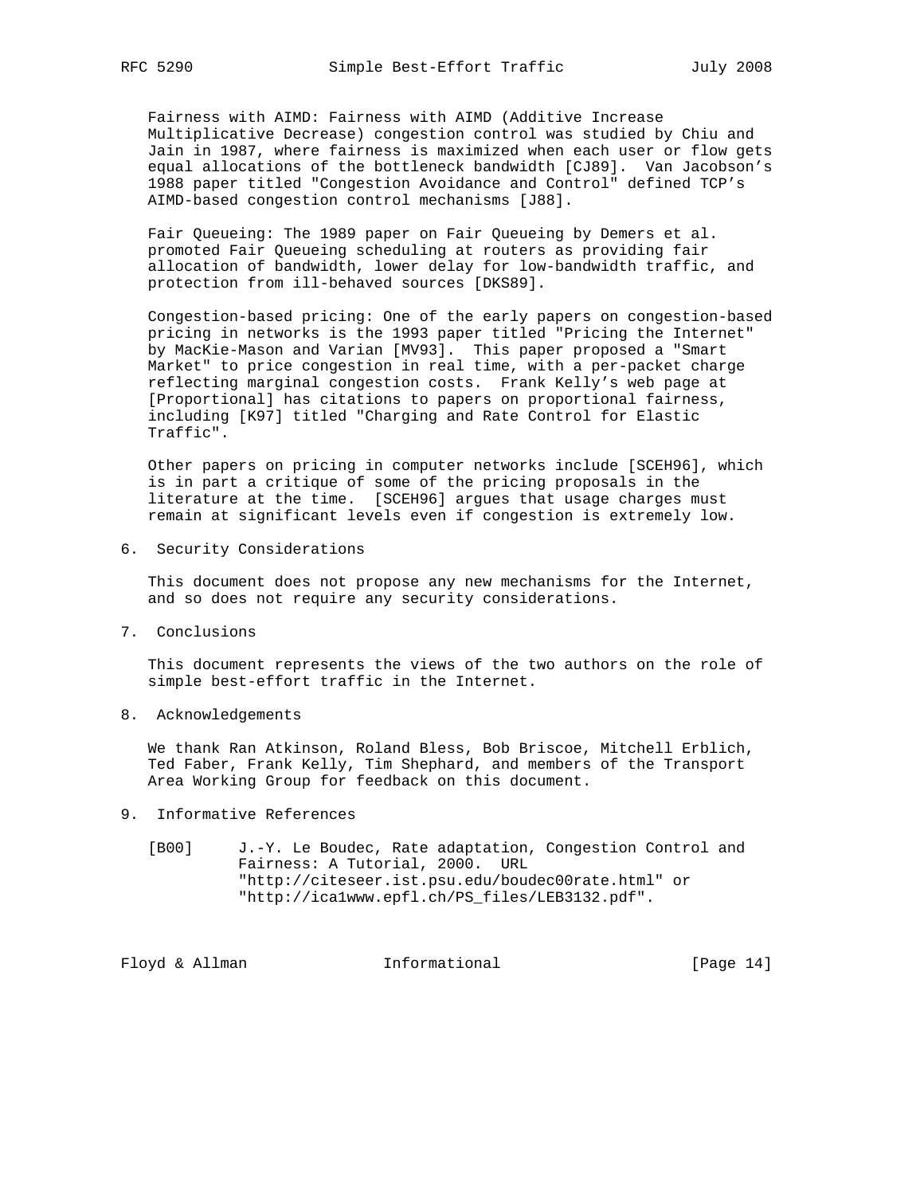Fairness with AIMD: Fairness with AIMD (Additive Increase Multiplicative Decrease) congestion control was studied by Chiu and Jain in 1987, where fairness is maximized when each user or flow gets equal allocations of the bottleneck bandwidth [CJ89]. Van Jacobson's 1988 paper titled "Congestion Avoidance and Control" defined TCP's AIMD-based congestion control mechanisms [J88].

Fair Queueing: The 1989 paper on Fair Queueing by Demers et al. promoted Fair Queueing scheduling at routers as providing fair allocation of bandwidth, lower delay for low-bandwidth traffic, and protection from ill-behaved sources [DKS89].

Congestion-based pricing: One of the early papers on congestion-based pricing in networks is the 1993 paper titled "Pricing the Internet" by MacKie-Mason and Varian [MV93]. This paper proposed a "Smart Market" to price congestion in real time, with a per-packet charge reflecting marginal congestion costs. Frank Kelly's web page at [Proportional] has citations to papers on proportional fairness, including [K97] titled "Charging and Rate Control for Elastic Traffic".

Other papers on pricing in computer networks include [SCEH96], which is in part a critique of some of the pricing proposals in the literature at the time. [SCEH96] argues that usage charges must remain at significant levels even if congestion is extremely low.

## 6. Security Considerations

This document does not propose any new mechanisms for the Internet, and so does not require any security considerations.

## 7. Conclusions

This document represents the views of the two authors on the role of simple best-effort traffic in the Internet.

## 8. Acknowledgements

We thank Ran Atkinson, Roland Bless, Bob Briscoe, Mitchell Erblich, Ted Faber, Frank Kelly, Tim Shephard, and members of the Transport Area Working Group for feedback on this document.

## 9. Informative References

[B00] J.-Y. Le Boudec, Rate adaptation, Congestion Control and Fairness: A Tutorial, 2000. URL "http://citeseer.ist.psu.edu/boudec00rate.html" or "http://ica1www.epfl.ch/PS_files/LEB3132.pdf".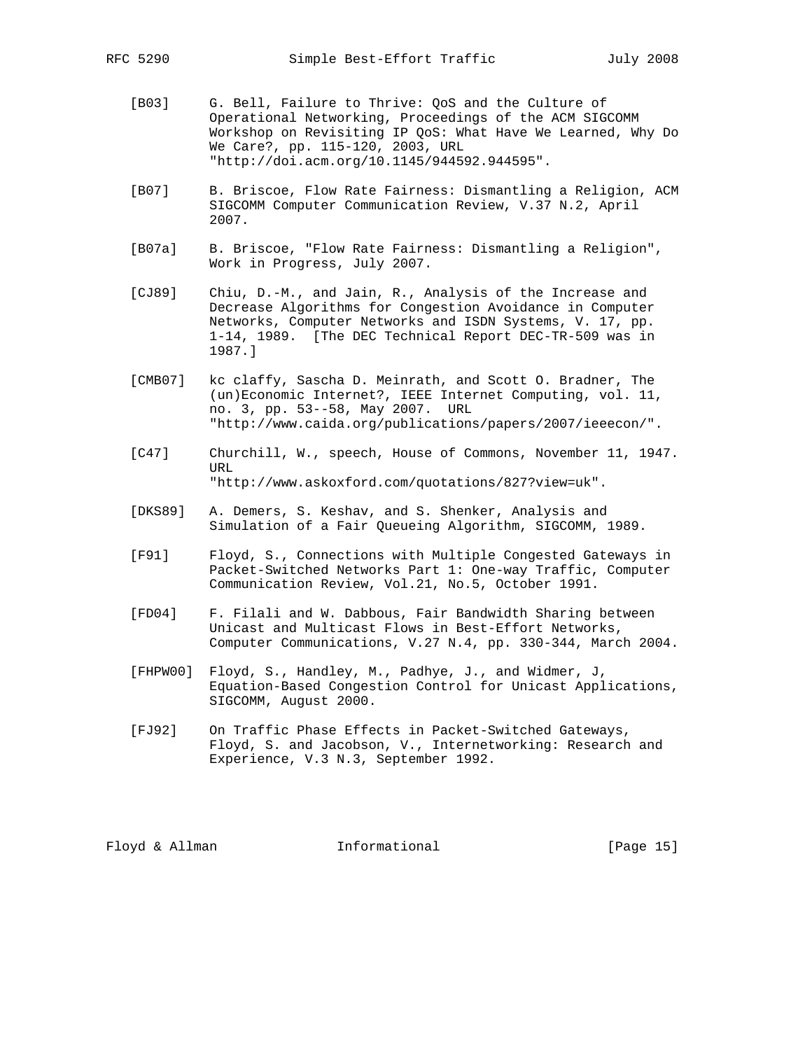[B03] G. Bell, Failure to Thrive: QoS and the Culture of Operational Networking, Proceedings of the ACM SIGCOMM Workshop on Revisiting IP QoS: What Have We Learned, Why Do We Care?, pp. 115-120, 2003, URL "http://doi.acm.org/10.1145/944592.944595".

[B07] B. Briscoe, Flow Rate Fairness: Dismantling a Religion, ACM SIGCOMM Computer Communication Review, V.37 N.2, April 2007.

[B07a] B. Briscoe, "Flow Rate Fairness: Dismantling a Religion", Work in Progress, July 2007.

[CJ89] Chiu, D.-M., and Jain, R., Analysis of the Increase and Decrease Algorithms for Congestion Avoidance in Computer Networks, Computer Networks and ISDN Systems, V. 17, pp. 1-14, 1989. [The DEC Technical Report DEC-TR-509 was in 1987.]

[CMB07] kc claffy, Sascha D. Meinrath, and Scott O. Bradner, The (un)Economic Internet?, IEEE Internet Computing, vol. 11, no. 3, pp. 53--58, May 2007. URL "http://www.caida.org/publications/papers/2007/ieeecon/".

[C47] Churchill, W., speech, House of Commons, November 11, 1947. URL "http://www.askoxford.com/quotations/827?view=uk".

[DKS89] A. Demers, S. Keshav, and S. Shenker, Analysis and Simulation of a Fair Queueing Algorithm, SIGCOMM, 1989.

[F91] Floyd, S., Connections with Multiple Congested Gateways in Packet-Switched Networks Part 1: One-way Traffic, Computer Communication Review, Vol.21, No.5, October 1991.

[FD04] F. Filali and W. Dabbous, Fair Bandwidth Sharing between Unicast and Multicast Flows in Best-Effort Networks, Computer Communications, V.27 N.4, pp. 330-344, March 2004.

[FHPW00] Floyd, S., Handley, M., Padhye, J., and Widmer, J, Equation-Based Congestion Control for Unicast Applications, SIGCOMM, August 2000.

[FJ92] On Traffic Phase Effects in Packet-Switched Gateways, Floyd, S. and Jacobson, V., Internetworking: Research and Experience, V.3 N.3, September 1992.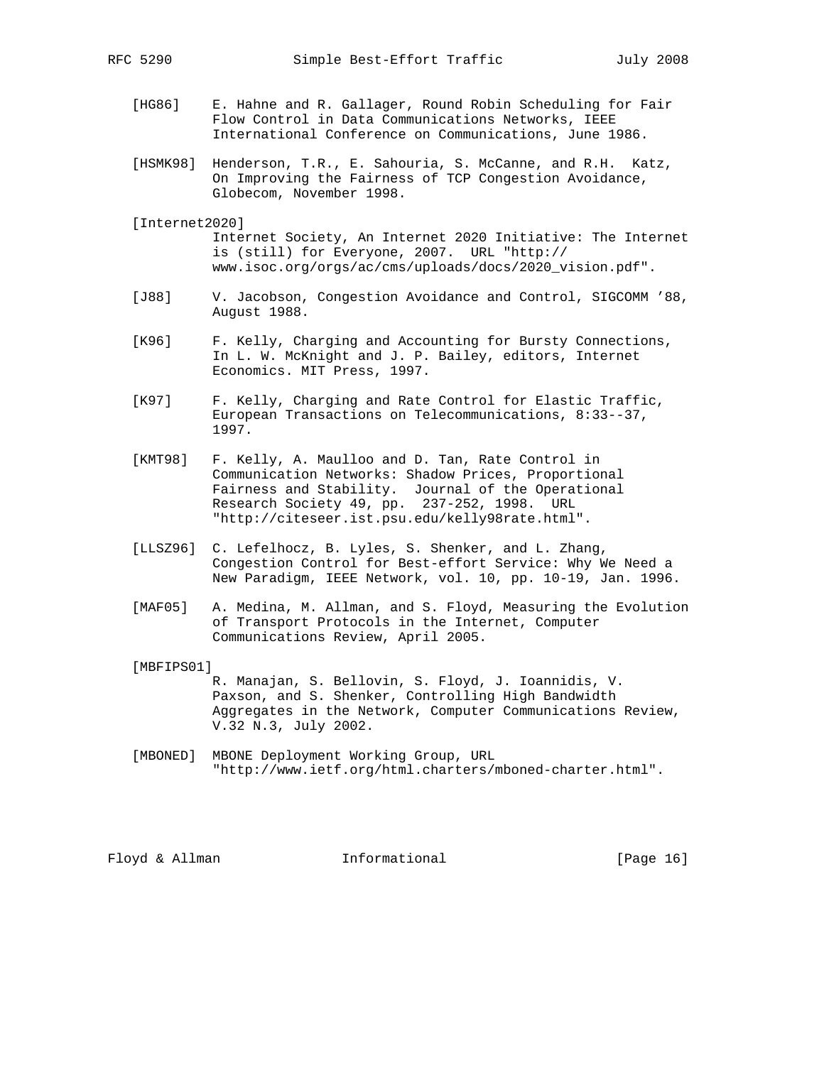[HG86] E. Hahne and R. Gallager, Round Robin Scheduling for Fair Flow Control in Data Communications Networks, IEEE International Conference on Communications, June 1986.

[HSMK98] Henderson, T.R., E. Sahouria, S. McCanne, and R.H. Katz, On Improving the Fairness of TCP Congestion Avoidance, Globecom, November 1998.

[Internet2020] Internet Society, An Internet 2020 Initiative: The Internet is (still) for Everyone, 2007. URL "http://www.isoc.org/orgs/ac/cms/uploads/docs/2020_vision.pdf".

[J88] V. Jacobson, Congestion Avoidance and Control, SIGCOMM '88, August 1988.

[K96] F. Kelly, Charging and Accounting for Bursty Connections, In L. W. McKnight and J. P. Bailey, editors, Internet Economics. MIT Press, 1997.

[K97] F. Kelly, Charging and Rate Control for Elastic Traffic, European Transactions on Telecommunications, 8:33--37, 1997.

[KMT98] F. Kelly, A. Maulloo and D. Tan, Rate Control in Communication Networks: Shadow Prices, Proportional Fairness and Stability. Journal of the Operational Research Society 49, pp. 237-252, 1998. URL "http://citeseer.ist.psu.edu/kelly98rate.html".

[LLSZ96] C. Lefelhocz, B. Lyles, S. Shenker, and L. Zhang, Congestion Control for Best-effort Service: Why We Need a New Paradigm, IEEE Network, vol. 10, pp. 10-19, Jan. 1996.

[MAF05] A. Medina, M. Allman, and S. Floyd, Measuring the Evolution of Transport Protocols in the Internet, Computer Communications Review, April 2005.

[MBFIPS01] R. Manajan, S. Bellovin, S. Floyd, J. Ioannidis, V. Paxson, and S. Shenker, Controlling High Bandwidth Aggregates in the Network, Computer Communications Review, V.32 N.3, July 2002.

[MBONED] MBONE Deployment Working Group, URL "http://www.ietf.org/html.charters/mboned-charter.html".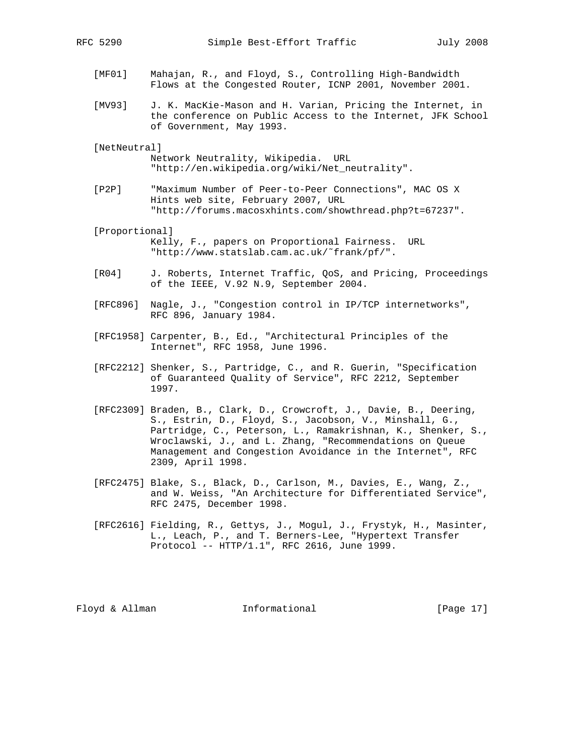[MF01] Mahajan, R., and Floyd, S., Controlling High-Bandwidth Flows at the Congested Router, ICNP 2001, November 2001.

[MV93] J. K. MacKie-Mason and H. Varian, Pricing the Internet, in the conference on Public Access to the Internet, JFK School of Government, May 1993.

[NetNeutral] Network Neutrality, Wikipedia. URL "http://en.wikipedia.org/wiki/Net_neutrality".

[P2P] "Maximum Number of Peer-to-Peer Connections", MAC OS X Hints web site, February 2007, URL "http://forums.macosxhints.com/showthread.php?t=67237".

[Proportional] Kelly, F., papers on Proportional Fairness. URL "http://www.statslab.cam.ac.uk/~frank/pf/".

[R04] J. Roberts, Internet Traffic, QoS, and Pricing, Proceedings of the IEEE, V.92 N.9, September 2004.

[RFC896] Nagle, J., "Congestion control in IP/TCP internetworks", RFC 896, January 1984.

[RFC1958] Carpenter, B., Ed., "Architectural Principles of the Internet", RFC 1958, June 1996.

[RFC2212] Shenker, S., Partridge, C., and R. Guerin, "Specification of Guaranteed Quality of Service", RFC 2212, September 1997.

[RFC2309] Braden, B., Clark, D., Crowcroft, J., Davie, B., Deering, S., Estrin, D., Floyd, S., Jacobson, V., Minshall, G., Partridge, C., Peterson, L., Ramakrishnan, K., Shenker, S., Wroclawski, J., and L. Zhang, "Recommendations on Queue Management and Congestion Avoidance in the Internet", RFC 2309, April 1998.

[RFC2475] Blake, S., Black, D., Carlson, M., Davies, E., Wang, Z., and W. Weiss, "An Architecture for Differentiated Service", RFC 2475, December 1998.

[RFC2616] Fielding, R., Gettys, J., Mogul, J., Frystyk, H., Masinter, L., Leach, P., and T. Berners-Lee, "Hypertext Transfer Protocol -- HTTP/1.1", RFC 2616, June 1999.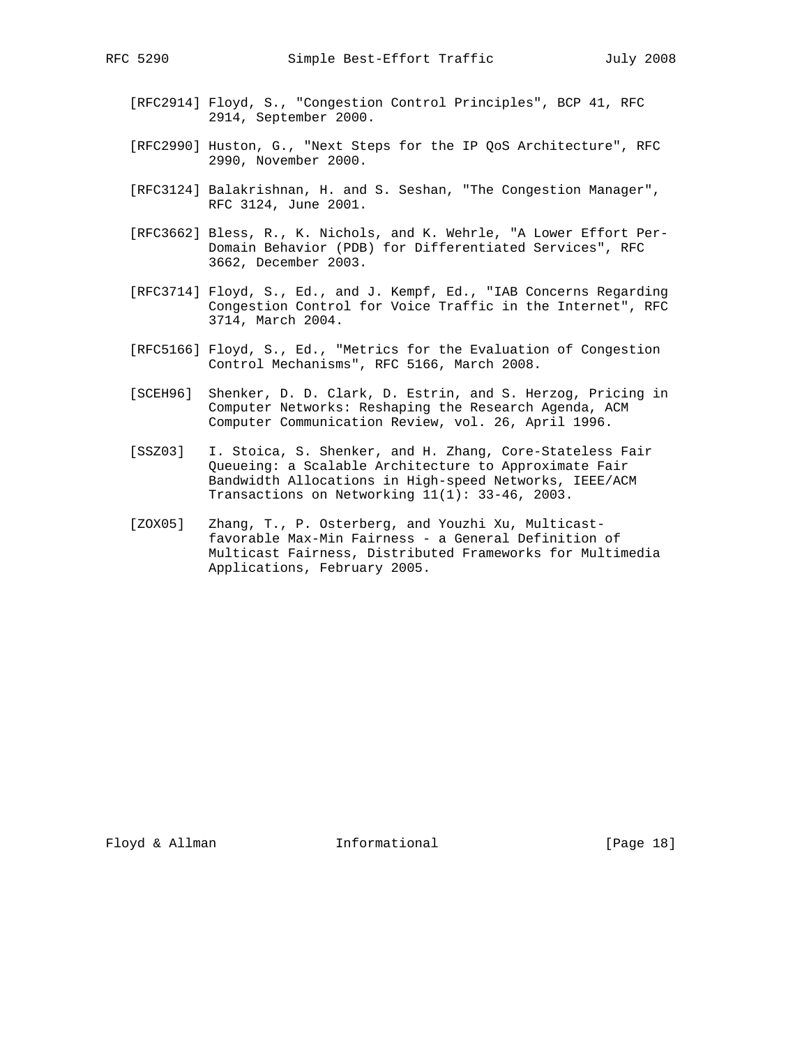[RFC2914] Floyd, S., "Congestion Control Principles", BCP 41, RFC 2914, September 2000.

[RFC2990] Huston, G., "Next Steps for the IP QoS Architecture", RFC 2990, November 2000.

[RFC3124] Balakrishnan, H. and S. Seshan, "The Congestion Manager", RFC 3124, June 2001.

[RFC3662] Bless, R., K. Nichols, and K. Wehrle, "A Lower Effort Per-Domain Behavior (PDB) for Differentiated Services", RFC 3662, December 2003.

[RFC3714] Floyd, S., Ed., and J. Kempf, Ed., "IAB Concerns Regarding Congestion Control for Voice Traffic in the Internet", RFC 3714, March 2004.

[RFC5166] Floyd, S., Ed., "Metrics for the Evaluation of Congestion Control Mechanisms", RFC 5166, March 2008.

[SCEH96] Shenker, D. D. Clark, D. Estrin, and S. Herzog, Pricing in Computer Networks: Reshaping the Research Agenda, ACM Computer Communication Review, vol. 26, April 1996.

[SSZ03] I. Stoica, S. Shenker, and H. Zhang, Core-Stateless Fair Queueing: a Scalable Architecture to Approximate Fair Bandwidth Allocations in High-speed Networks, IEEE/ACM Transactions on Networking 11(1): 33-46, 2003.

[ZOX05] Zhang, T., P. Osterberg, and Youzhi Xu, Multicast-favorable Max-Min Fairness - a General Definition of Multicast Fairness, Distributed Frameworks for Multimedia Applications, February 2005.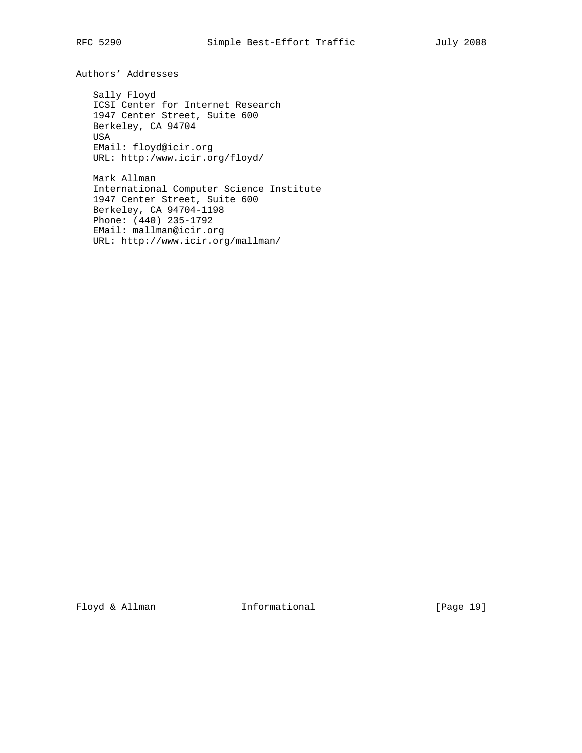## Authors' Addresses

Sally Floyd
ICSI Center for Internet Research
1947 Center Street, Suite 600
Berkeley, CA 94704
USA
EMail: floyd@icir.org
URL: http:/www.icir.org/floyd/

Mark Allman
International Computer Science Institute
1947 Center Street, Suite 600
Berkeley, CA 94704-1198
Phone: (440) 235-1792
EMail: mallman@icir.org
URL: http://www.icir.org/mallman/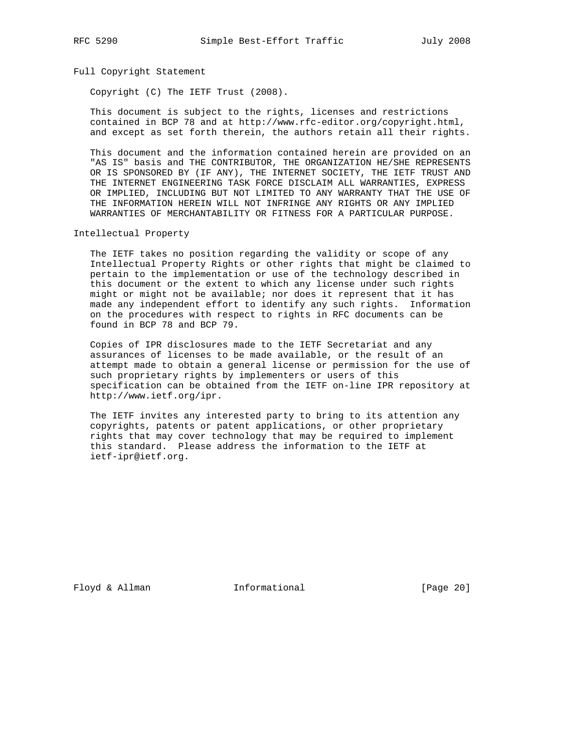## Full Copyright Statement

Copyright (C) The IETF Trust (2008).

This document is subject to the rights, licenses and restrictions contained in BCP 78 and at http://www.rfc-editor.org/copyright.html, and except as set forth therein, the authors retain all their rights.

This document and the information contained herein are provided on an "AS IS" basis and THE CONTRIBUTOR, THE ORGANIZATION HE/SHE REPRESENTS OR IS SPONSORED BY (IF ANY), THE INTERNET SOCIETY, THE IETF TRUST AND THE INTERNET ENGINEERING TASK FORCE DISCLAIM ALL WARRANTIES, EXPRESS OR IMPLIED, INCLUDING BUT NOT LIMITED TO ANY WARRANTY THAT THE USE OF THE INFORMATION HEREIN WILL NOT INFRINGE ANY RIGHTS OR ANY IMPLIED WARRANTIES OF MERCHANTABILITY OR FITNESS FOR A PARTICULAR PURPOSE.

## Intellectual Property

The IETF takes no position regarding the validity or scope of any Intellectual Property Rights or other rights that might be claimed to pertain to the implementation or use of the technology described in this document or the extent to which any license under such rights might or might not be available; nor does it represent that it has made any independent effort to identify any such rights. Information on the procedures with respect to rights in RFC documents can be found in BCP 78 and BCP 79.

Copies of IPR disclosures made to the IETF Secretariat and any assurances of licenses to be made available, or the result of an attempt made to obtain a general license or permission for the use of such proprietary rights by implementers or users of this specification can be obtained from the IETF on-line IPR repository at http://www.ietf.org/ipr.

The IETF invites any interested party to bring to its attention any copyrights, patents or patent applications, or other proprietary rights that may cover technology that may be required to implement this standard. Please address the information to the IETF at ietf-ipr@ietf.org.